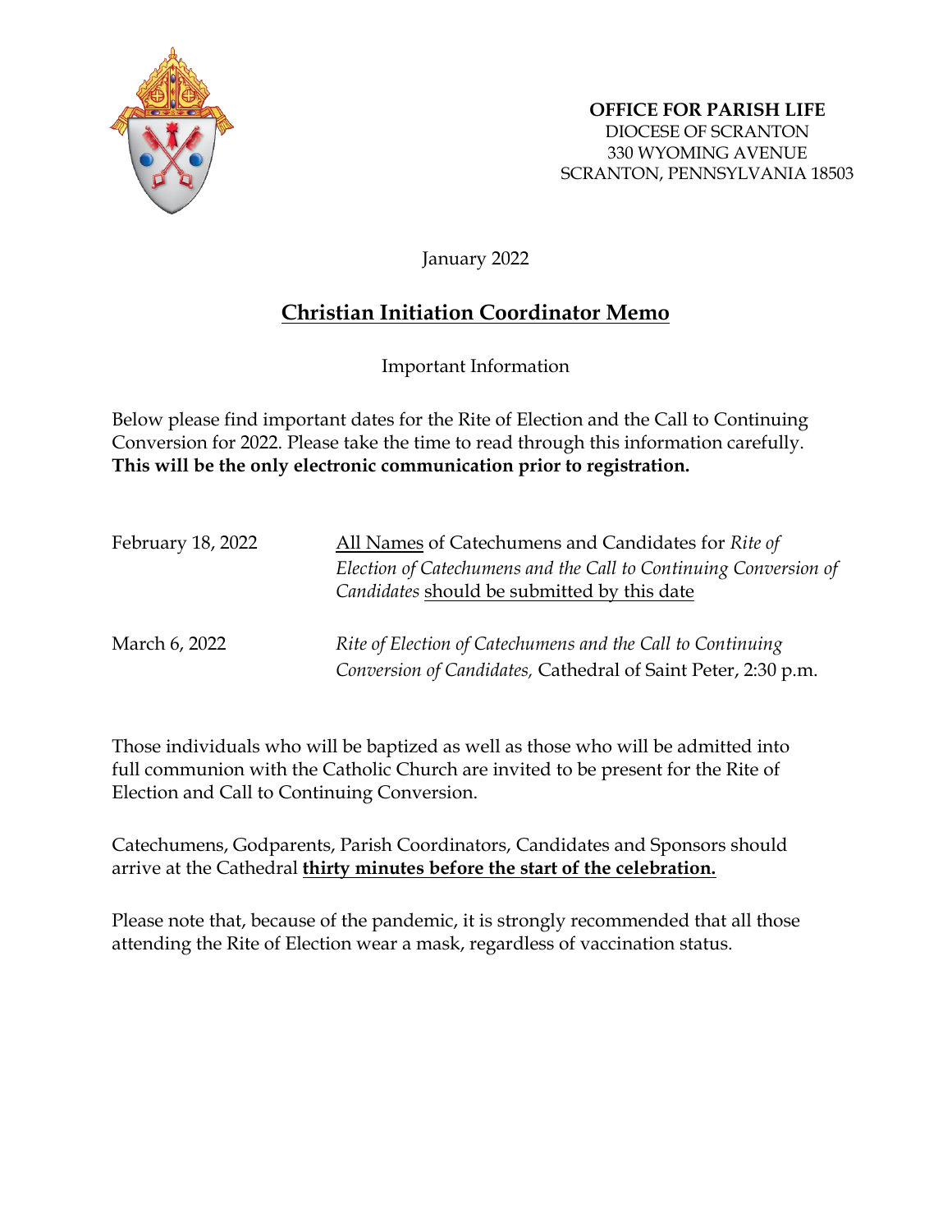**OFFICE FOR PARISH LIFE**
DIOCESE OF SCRANTON
330 WYOMING AVENUE
SCRANTON, PENNSYLVANIA 18503

January 2022

# Christian Initiation Coordinator Memo

Important Information

Below please find important dates for the Rite of Election and the Call to Continuing Conversion for 2022. Please take the time to read through this information carefully. **This will be the only electronic communication prior to registration.**

| | |
|---|---|
| February 18, 2022 | All Names of Catechumens and Candidates for *Rite of Election of Catechumens and the Call to Continuing Conversion of Candidates* should be submitted by this date |
| March 6, 2022 | *Rite of Election of Catechumens and the Call to Continuing Conversion of Candidates,* Cathedral of Saint Peter, 2:30 p.m. |

Those individuals who will be baptized as well as those who will be admitted into full communion with the Catholic Church are invited to be present for the Rite of Election and Call to Continuing Conversion.

Catechumens, Godparents, Parish Coordinators, Candidates and Sponsors should arrive at the Cathedral **thirty minutes before the start of the celebration.**

Please note that, because of the pandemic, it is strongly recommended that all those attending the Rite of Election wear a mask, regardless of vaccination status.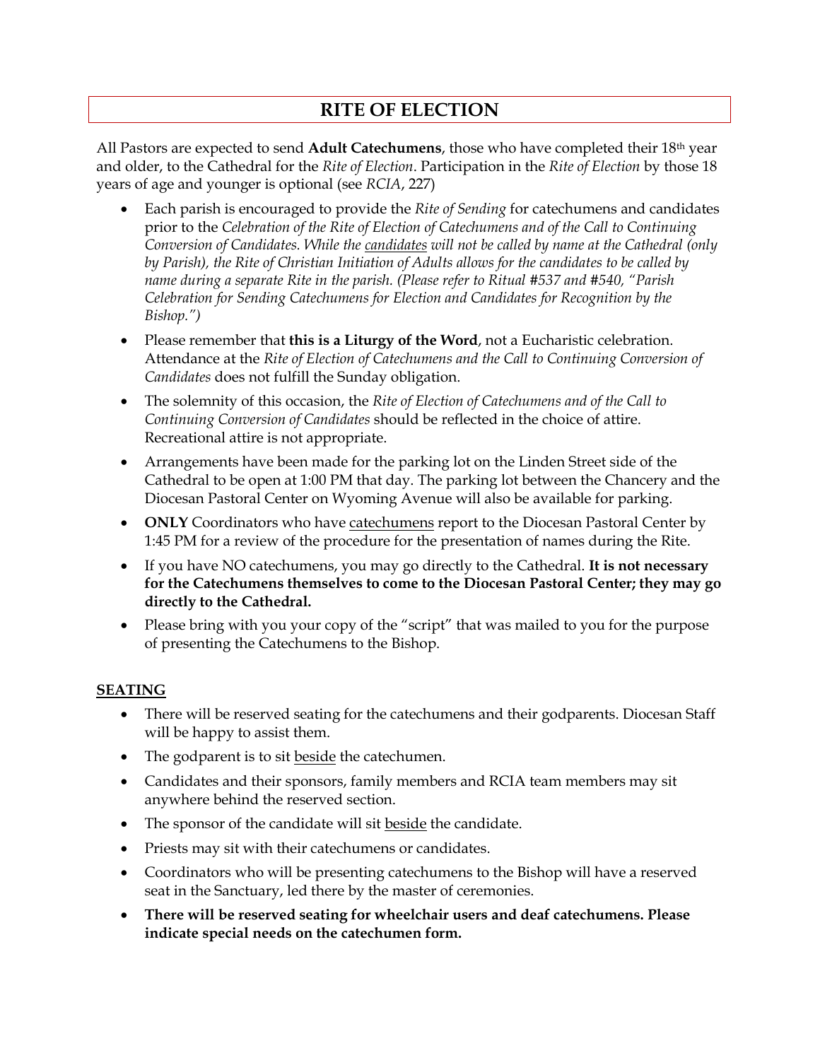# RITE OF ELECTION

All Pastors are expected to send **Adult Catechumens**, those who have completed their 18th year and older, to the Cathedral for the *Rite of Election*. Participation in the *Rite of Election* by those 18 years of age and younger is optional (see *RCIA*, 227)

- Each parish is encouraged to provide the *Rite of Sending* for catechumens and candidates prior to the *Celebration of the Rite of Election of Catechumens and of the Call to Continuing Conversion of Candidates. While the <u>candidates</u> will not be called by name at the Cathedral (only by Parish), the Rite of Christian Initiation of Adults allows for the candidates to be called by name during a separate Rite in the parish. (Please refer to Ritual #537 and #540, "Parish Celebration for Sending Catechumens for Election and Candidates for Recognition by the Bishop.")*
- Please remember that **this is a Liturgy of the Word**, not a Eucharistic celebration. Attendance at the *Rite of Election of Catechumens and the Call to Continuing Conversion of Candidates* does not fulfill the Sunday obligation.
- The solemnity of this occasion, the *Rite of Election of Catechumens and of the Call to Continuing Conversion of Candidates* should be reflected in the choice of attire. Recreational attire is not appropriate.
- Arrangements have been made for the parking lot on the Linden Street side of the Cathedral to be open at 1:00 PM that day. The parking lot between the Chancery and the Diocesan Pastoral Center on Wyoming Avenue will also be available for parking.
- **ONLY** Coordinators who have <u>catechumens</u> report to the Diocesan Pastoral Center by 1:45 PM for a review of the procedure for the presentation of names during the Rite.
- If you have NO catechumens, you may go directly to the Cathedral. **It is not necessary for the Catechumens themselves to come to the Diocesan Pastoral Center; they may go directly to the Cathedral.**
- Please bring with you your copy of the "script" that was mailed to you for the purpose of presenting the Catechumens to the Bishop.

## <u>SEATING</u>

- There will be reserved seating for the catechumens and their godparents. Diocesan Staff will be happy to assist them.
- The godparent is to sit <u>beside</u> the catechumen.
- Candidates and their sponsors, family members and RCIA team members may sit anywhere behind the reserved section.
- The sponsor of the candidate will sit <u>beside</u> the candidate.
- Priests may sit with their catechumens or candidates.
- Coordinators who will be presenting catechumens to the Bishop will have a reserved seat in the Sanctuary, led there by the master of ceremonies.
- **There will be reserved seating for wheelchair users and deaf catechumens. Please indicate special needs on the catechumen form.**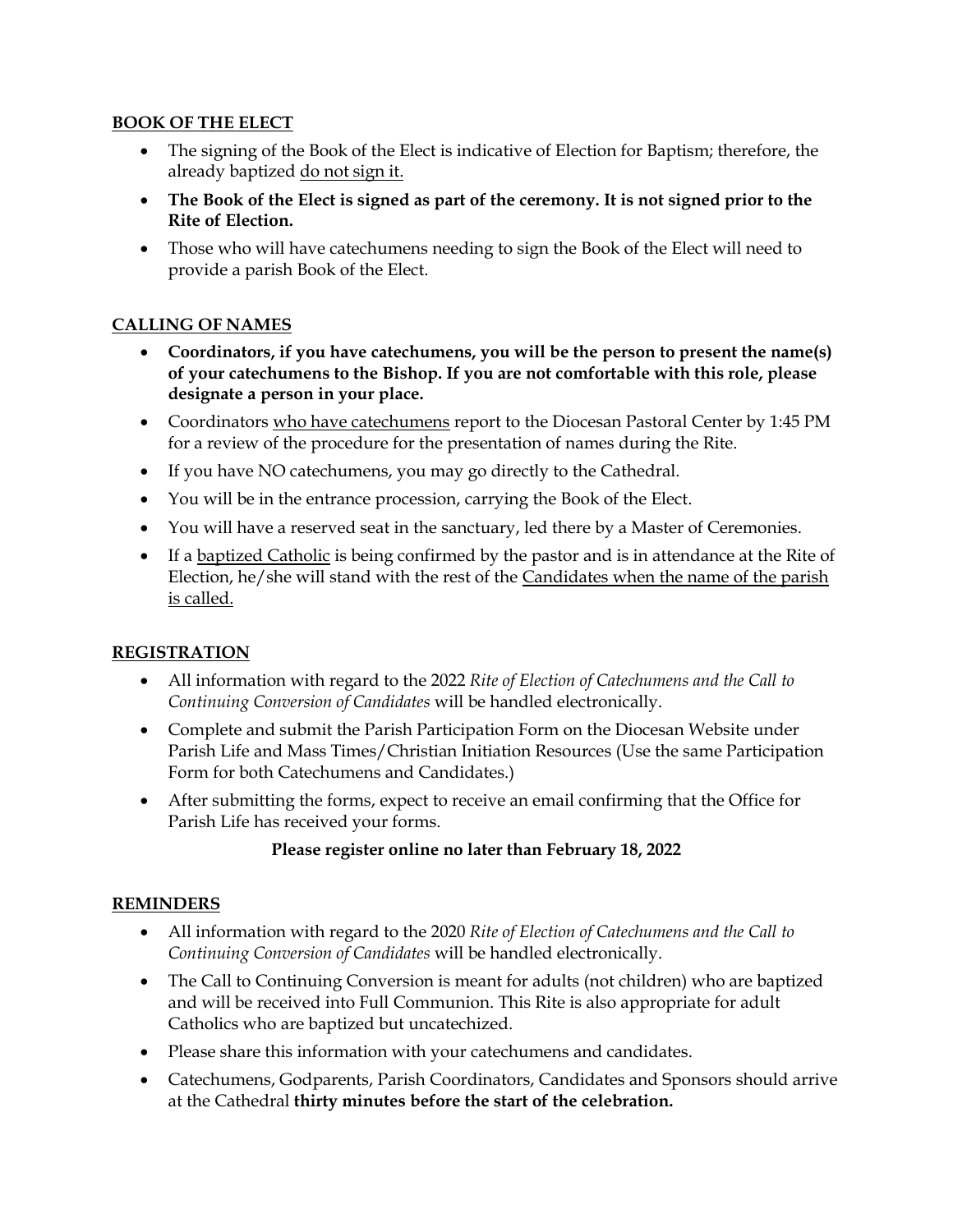## BOOK OF THE ELECT

- The signing of the Book of the Elect is indicative of Election for Baptism; therefore, the already baptized do not sign it.
- **The Book of the Elect is signed as part of the ceremony. It is not signed prior to the Rite of Election.**
- Those who will have catechumens needing to sign the Book of the Elect will need to provide a parish Book of the Elect.

## CALLING OF NAMES

- **Coordinators, if you have catechumens, you will be the person to present the name(s) of your catechumens to the Bishop. If you are not comfortable with this role, please designate a person in your place.**
- Coordinators who have catechumens report to the Diocesan Pastoral Center by 1:45 PM for a review of the procedure for the presentation of names during the Rite.
- If you have NO catechumens, you may go directly to the Cathedral.
- You will be in the entrance procession, carrying the Book of the Elect.
- You will have a reserved seat in the sanctuary, led there by a Master of Ceremonies.
- If a baptized Catholic is being confirmed by the pastor and is in attendance at the Rite of Election, he/she will stand with the rest of the Candidates when the name of the parish is called.

## REGISTRATION

- All information with regard to the 2022 *Rite of Election of Catechumens and the Call to Continuing Conversion of Candidates* will be handled electronically.
- Complete and submit the Parish Participation Form on the Diocesan Website under Parish Life and Mass Times/Christian Initiation Resources (Use the same Participation Form for both Catechumens and Candidates.)
- After submitting the forms, expect to receive an email confirming that the Office for Parish Life has received your forms.

**Please register online no later than February 18, 2022**

## REMINDERS

- All information with regard to the 2020 *Rite of Election of Catechumens and the Call to Continuing Conversion of Candidates* will be handled electronically.
- The Call to Continuing Conversion is meant for adults (not children) who are baptized and will be received into Full Communion. This Rite is also appropriate for adult Catholics who are baptized but uncatechized.
- Please share this information with your catechumens and candidates.
- Catechumens, Godparents, Parish Coordinators, Candidates and Sponsors should arrive at the Cathedral **thirty minutes before the start of the celebration.**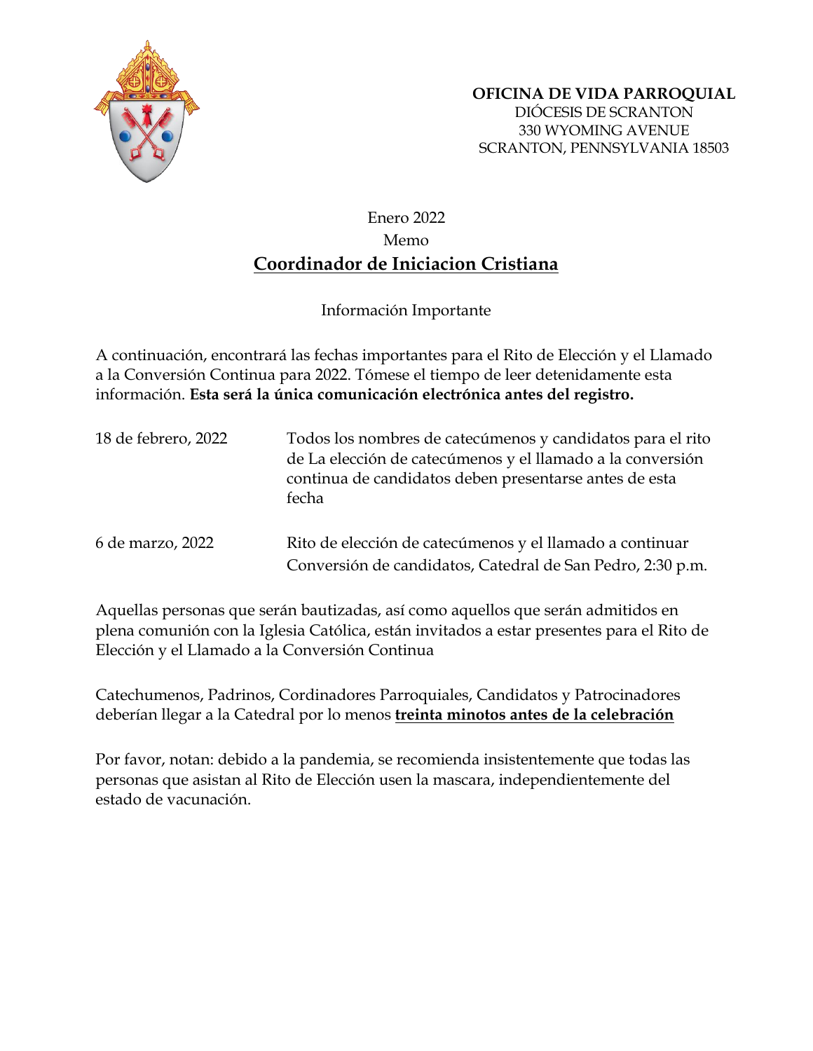**OFICINA DE VIDA PARROQUIAL**
DIÓCESIS DE SCRANTON
330 WYOMING AVENUE
SCRANTON, PENNSYLVANIA 18503

Enero 2022

Memo

## Coordinador de Iniciacion Cristiana

Información Importante

A continuación, encontrará las fechas importantes para el Rito de Elección y el Llamado a la Conversión Continua para 2022. Tómese el tiempo de leer detenidamente esta información. **Esta será la única comunicación electrónica antes del registro.**

| | |
|---|---|
| 18 de febrero, 2022 | Todos los nombres de catecúmenos y candidatos para el rito de La elección de catecúmenos y el llamado a la conversión continua de candidatos deben presentarse antes de esta fecha |
| 6 de marzo, 2022 | Rito de elección de catecúmenos y el llamado a continuar Conversión de candidatos, Catedral de San Pedro, 2:30 p.m. |

Aquellas personas que serán bautizadas, así como aquellos que serán admitidos en plena comunión con la Iglesia Católica, están invitados a estar presentes para el Rito de Elección y el Llamado a la Conversión Continua

Catechumenos, Padrinos, Cordinadores Parroquiales, Candidatos y Patrocinadores deberían llegar a la Catedral por lo menos **treinta minotos antes de la celebración**

Por favor, notan: debido a la pandemia, se recomienda insistentemente que todas las personas que asistan al Rito de Elección usen la mascara, independientemente del estado de vacunación.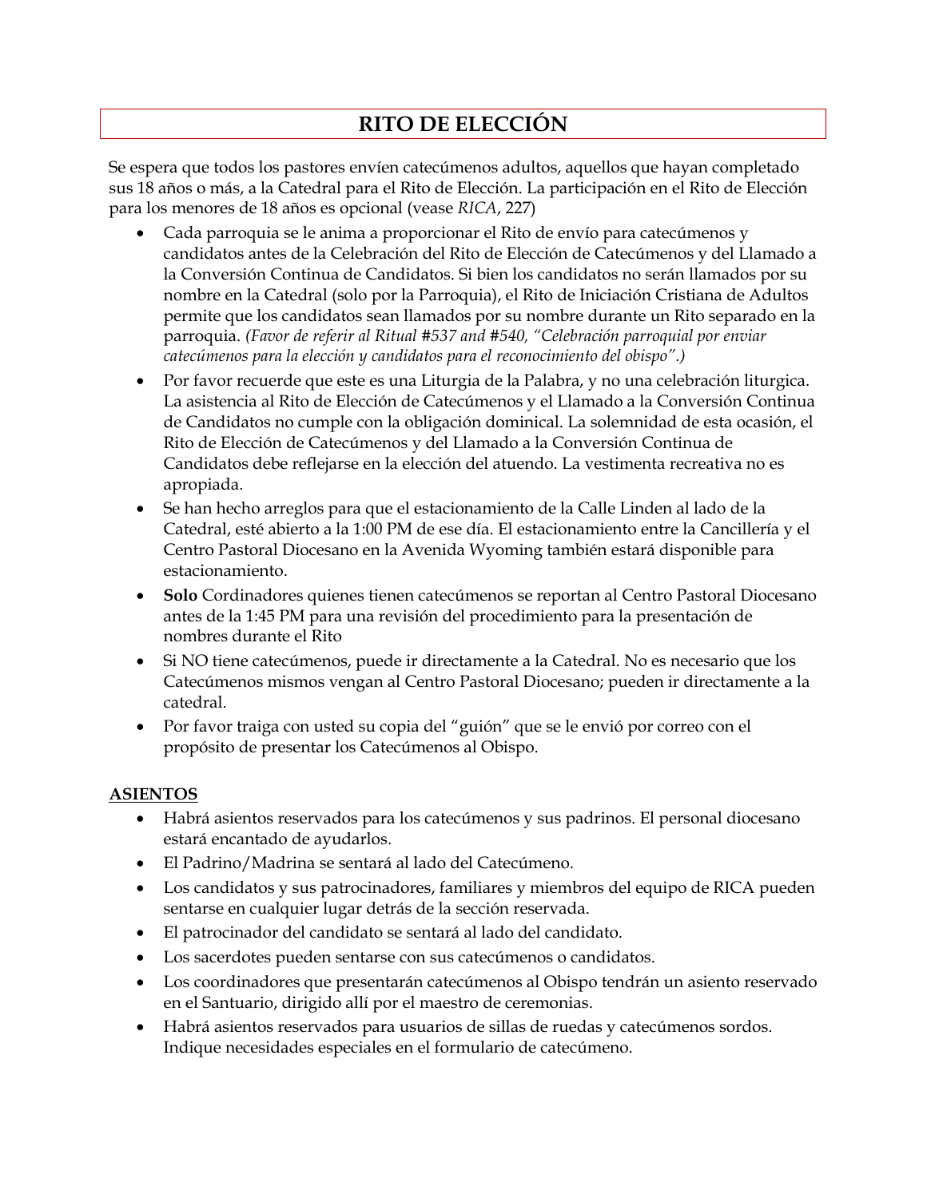# RITO DE ELECCIÓN

Se espera que todos los pastores envíen catecúmenos adultos, aquellos que hayan completado sus 18 años o más, a la Catedral para el Rito de Elección. La participación en el Rito de Elección para los menores de 18 años es opcional (vease *RICA*, 227)

- Cada parroquia se le anima a proporcionar el Rito de envío para catecúmenos y candidatos antes de la Celebración del Rito de Elección de Catecúmenos y del Llamado a la Conversión Continua de Candidatos. Si bien los candidatos no serán llamados por su nombre en la Catedral (solo por la Parroquia), el Rito de Iniciación Cristiana de Adultos permite que los candidatos sean llamados por su nombre durante un Rito separado en la parroquia. *(Favor de referir al Ritual #537 and #540, "Celebración parroquial por enviar catecúmenos para la elección y candidatos para el reconocimiento del obispo".)*
- Por favor recuerde que este es una Liturgia de la Palabra, y no una celebración liturgica. La asistencia al Rito de Elección de Catecúmenos y el Llamado a la Conversión Continua de Candidatos no cumple con la obligación dominical. La solemnidad de esta ocasión, el Rito de Elección de Catecúmenos y del Llamado a la Conversión Continua de Candidatos debe reflejarse en la elección del atuendo. La vestimenta recreativa no es apropiada.
- Se han hecho arreglos para que el estacionamiento de la Calle Linden al lado de la Catedral, esté abierto a la 1:00 PM de ese día. El estacionamiento entre la Cancillería y el Centro Pastoral Diocesano en la Avenida Wyoming también estará disponible para estacionamiento.
- **Solo** Cordinadores quienes tienen catecúmenos se reportan al Centro Pastoral Diocesano antes de la 1:45 PM para una revisión del procedimiento para la presentación de nombres durante el Rito
- Si NO tiene catecúmenos, puede ir directamente a la Catedral. No es necesario que los Catecúmenos mismos vengan al Centro Pastoral Diocesano; pueden ir directamente a la catedral.
- Por favor traiga con usted su copia del "guión" que se le envió por correo con el propósito de presentar los Catecúmenos al Obispo.

## ASIENTOS

- Habrá asientos reservados para los catecúmenos y sus padrinos. El personal diocesano estará encantado de ayudarlos.
- El Padrino/Madrina se sentará al lado del Catecúmeno.
- Los candidatos y sus patrocinadores, familiares y miembros del equipo de RICA pueden sentarse en cualquier lugar detrás de la sección reservada.
- El patrocinador del candidato se sentará al lado del candidato.
- Los sacerdotes pueden sentarse con sus catecúmenos o candidatos.
- Los coordinadores que presentarán catecúmenos al Obispo tendrán un asiento reservado en el Santuario, dirigido allí por el maestro de ceremonias.
- Habrá asientos reservados para usuarios de sillas de ruedas y catecúmenos sordos. Indique necesidades especiales en el formulario de catecúmeno.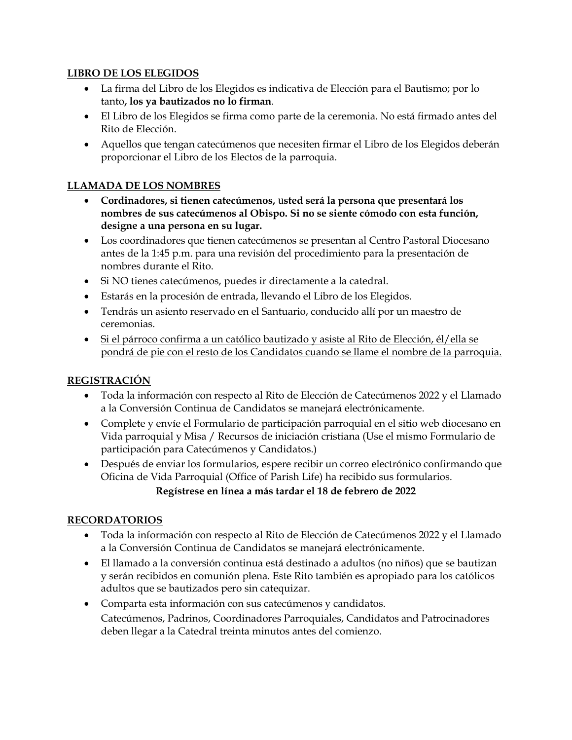**LIBRO DE LOS ELEGIDOS**

- La firma del Libro de los Elegidos es indicativa de Elección para el Bautismo; por lo tanto**, los ya bautizados no lo firman**.
- El Libro de los Elegidos se firma como parte de la ceremonia. No está firmado antes del Rito de Elección.
- Aquellos que tengan catecúmenos que necesiten firmar el Libro de los Elegidos deberán proporcionar el Libro de los Electos de la parroquia.

**LLAMADA DE LOS NOMBRES**

- **Cordinadores, si tienen catecúmenos, usted será la persona que presentará los nombres de sus catecúmenos al Obispo. Si no se siente cómodo con esta función, designe a una persona en su lugar.**
- Los coordinadores que tienen catecúmenos se presentan al Centro Pastoral Diocesano antes de la 1:45 p.m. para una revisión del procedimiento para la presentación de nombres durante el Rito.
- Si NO tienes catecúmenos, puedes ir directamente a la catedral.
- Estarás en la procesión de entrada, llevando el Libro de los Elegidos.
- Tendrás un asiento reservado en el Santuario, conducido allí por un maestro de ceremonias.
- Si el párroco confirma a un católico bautizado y asiste al Rito de Elección, él/ella se pondrá de pie con el resto de los Candidatos cuando se llame el nombre de la parroquia.

**REGISTRACIÓN**

- Toda la información con respecto al Rito de Elección de Catecúmenos 2022 y el Llamado a la Conversión Continua de Candidatos se manejará electrónicamente.
- Complete y envíe el Formulario de participación parroquial en el sitio web diocesano en Vida parroquial y Misa / Recursos de iniciación cristiana (Use el mismo Formulario de participación para Catecúmenos y Candidatos.)
- Después de enviar los formularios, espere recibir un correo electrónico confirmando que Oficina de Vida Parroquial (Office of Parish Life) ha recibido sus formularios.

**Regístrese en línea a más tardar el 18 de febrero de 2022**

**RECORDATORIOS**

- Toda la información con respecto al Rito de Elección de Catecúmenos 2022 y el Llamado a la Conversión Continua de Candidatos se manejará electrónicamente.
- El llamado a la conversión continua está destinado a adultos (no niños) que se bautizan y serán recibidos en comunión plena. Este Rito también es apropiado para los católicos adultos que se bautizados pero sin catequizar.
- Comparta esta información con sus catecúmenos y candidatos.

  Catecúmenos, Padrinos, Coordinadores Parroquiales, Candidatos and Patrocinadores deben llegar a la Catedral treinta minutos antes del comienzo.